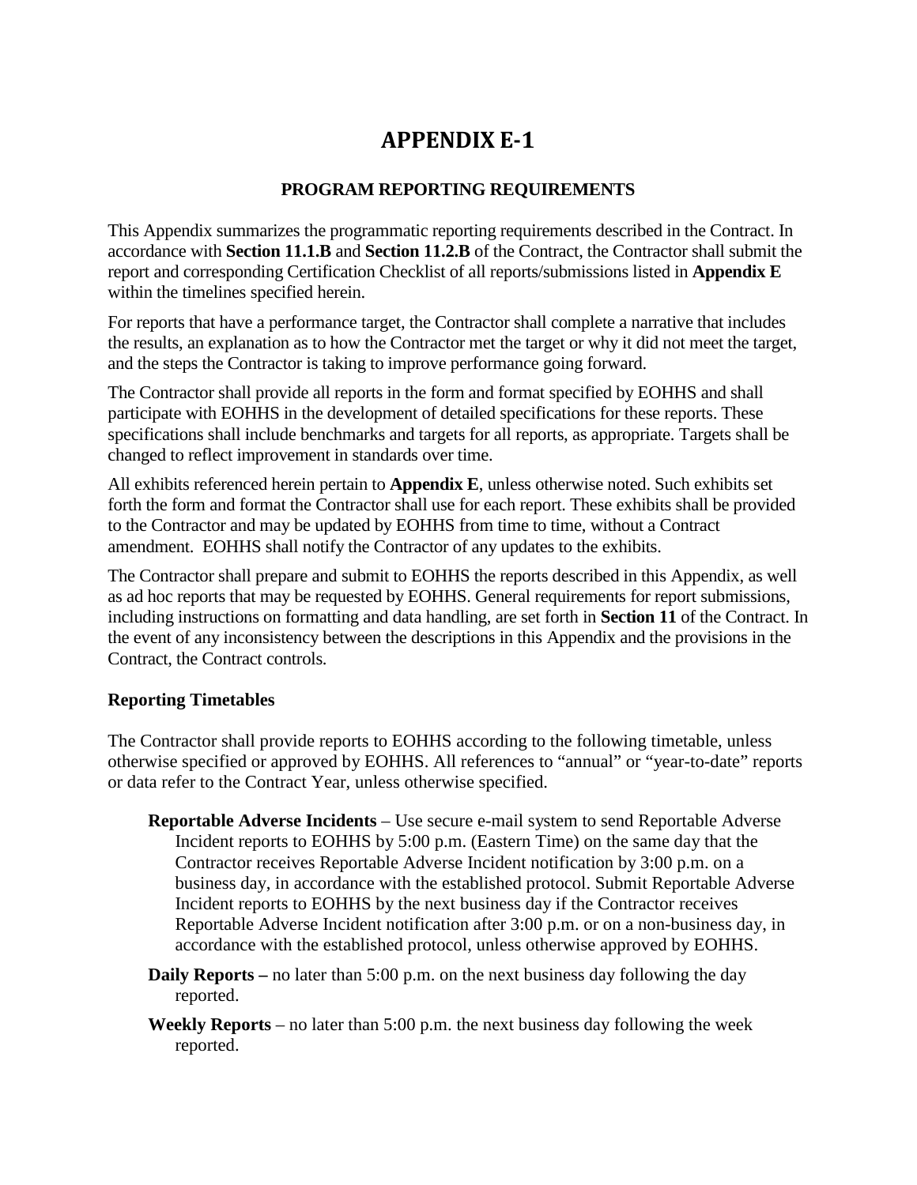# APPENDIX E-1

## PROGRAM REPORTING REQUIREMENTS

This Appendix summarizes the programmatic reporting requirements described in the Contract. In accordance with **Section 11.1.B** and **Section 11.2.B** of the Contract, the Contractor shall submit the report and corresponding Certification Checklist of all reports/submissions listed in **Appendix E** within the timelines specified herein.

For reports that have a performance target, the Contractor shall complete a narrative that includes the results, an explanation as to how the Contractor met the target or why it did not meet the target, and the steps the Contractor is taking to improve performance going forward.

The Contractor shall provide all reports in the form and format specified by EOHHS and shall participate with EOHHS in the development of detailed specifications for these reports. These specifications shall include benchmarks and targets for all reports, as appropriate. Targets shall be changed to reflect improvement in standards over time.

All exhibits referenced herein pertain to **Appendix E**, unless otherwise noted. Such exhibits set forth the form and format the Contractor shall use for each report. These exhibits shall be provided to the Contractor and may be updated by EOHHS from time to time, without a Contract amendment. EOHHS shall notify the Contractor of any updates to the exhibits.

The Contractor shall prepare and submit to EOHHS the reports described in this Appendix, as well as ad hoc reports that may be requested by EOHHS. General requirements for report submissions, including instructions on formatting and data handling, are set forth in **Section 11** of the Contract. In the event of any inconsistency between the descriptions in this Appendix and the provisions in the Contract, the Contract controls.

### Reporting Timetables

The Contractor shall provide reports to EOHHS according to the following timetable, unless otherwise specified or approved by EOHHS. All references to "annual" or "year-to-date" reports or data refer to the Contract Year, unless otherwise specified.

**Reportable Adverse Incidents** – Use secure e-mail system to send Reportable Adverse Incident reports to EOHHS by 5:00 p.m. (Eastern Time) on the same day that the Contractor receives Reportable Adverse Incident notification by 3:00 p.m. on a business day, in accordance with the established protocol. Submit Reportable Adverse Incident reports to EOHHS by the next business day if the Contractor receives Reportable Adverse Incident notification after 3:00 p.m. or on a non-business day, in accordance with the established protocol, unless otherwise approved by EOHHS.

**Daily Reports –** no later than 5:00 p.m. on the next business day following the day reported.

**Weekly Reports** – no later than 5:00 p.m. the next business day following the week reported.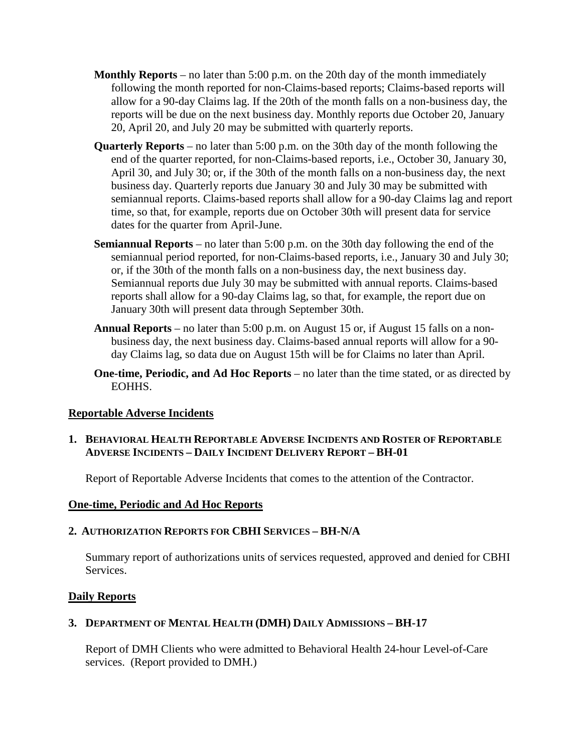- **Monthly Reports** – no later than 5:00 p.m. on the 20th day of the month immediately following the month reported for non-Claims-based reports; Claims-based reports will allow for a 90-day Claims lag. If the 20th of the month falls on a non-business day, the reports will be due on the next business day. Monthly reports due October 20, January 20, April 20, and July 20 may be submitted with quarterly reports.
- **Quarterly Reports** – no later than 5:00 p.m. on the 30th day of the month following the end of the quarter reported, for non-Claims-based reports, i.e., October 30, January 30, April 30, and July 30; or, if the 30th of the month falls on a non-business day, the next business day. Quarterly reports due January 30 and July 30 may be submitted with semiannual reports. Claims-based reports shall allow for a 90-day Claims lag and report time, so that, for example, reports due on October 30th will present data for service dates for the quarter from April-June.
- **Semiannual Reports** – no later than 5:00 p.m. on the 30th day following the end of the semiannual period reported, for non-Claims-based reports, i.e., January 30 and July 30; or, if the 30th of the month falls on a non-business day, the next business day. Semiannual reports due July 30 may be submitted with annual reports. Claims-based reports shall allow for a 90-day Claims lag, so that, for example, the report due on January 30th will present data through September 30th.
- **Annual Reports** – no later than 5:00 p.m. on August 15 or, if August 15 falls on a non-business day, the next business day. Claims-based annual reports will allow for a 90-day Claims lag, so data due on August 15th will be for Claims no later than April.
- **One-time, Periodic, and Ad Hoc Reports** – no later than the time stated, or as directed by EOHHS.

## Reportable Adverse Incidents

### 1. Behavioral Health Reportable Adverse Incidents and Roster of Reportable Adverse Incidents – Daily Incident Delivery Report – BH-01

Report of Reportable Adverse Incidents that comes to the attention of the Contractor.

## One-time, Periodic and Ad Hoc Reports

### 2. Authorization Reports for CBHI Services – BH-N/A

Summary report of authorizations units of services requested, approved and denied for CBHI Services.

## Daily Reports

### 3. Department of Mental Health (DMH) Daily Admissions – BH-17

Report of DMH Clients who were admitted to Behavioral Health 24-hour Level-of-Care services. (Report provided to DMH.)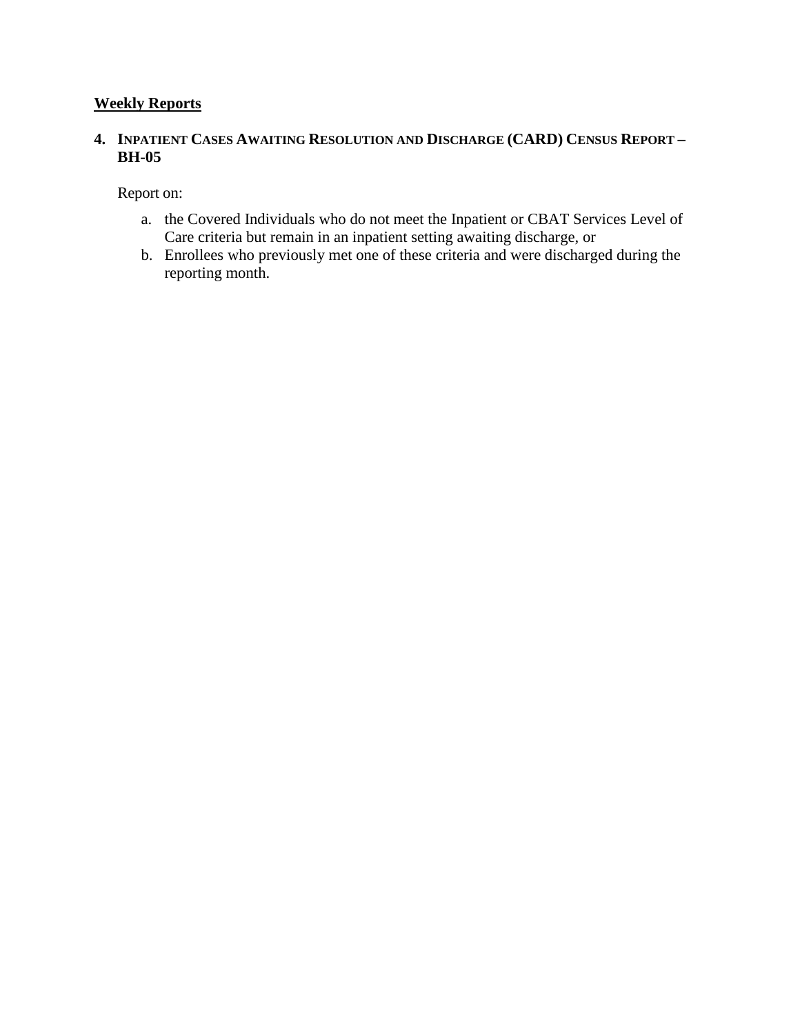## Weekly Reports

### 4. INPATIENT CASES AWAITING RESOLUTION AND DISCHARGE (CARD) CENSUS REPORT – BH-05

Report on:

a. the Covered Individuals who do not meet the Inpatient or CBAT Services Level of Care criteria but remain in an inpatient setting awaiting discharge, or
b. Enrollees who previously met one of these criteria and were discharged during the reporting month.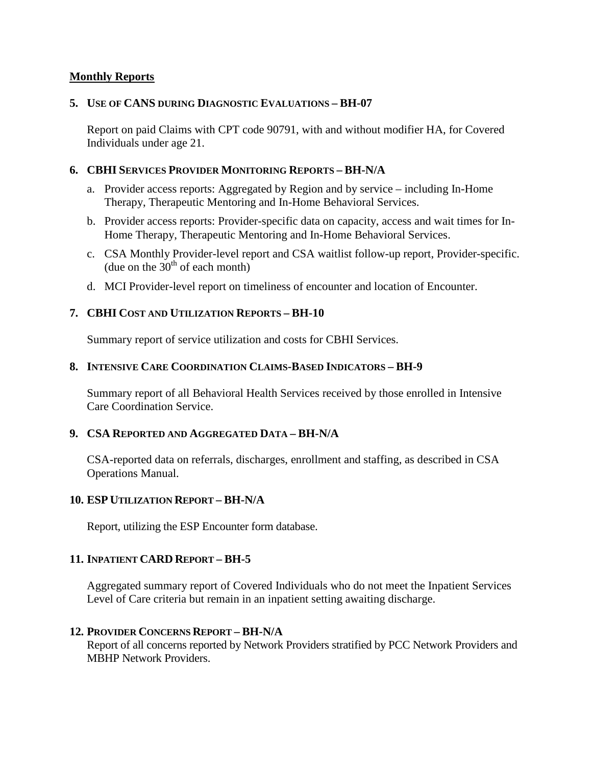**Monthly Reports**

**5. USE OF CANS DURING DIAGNOSTIC EVALUATIONS – BH-07**

Report on paid Claims with CPT code 90791, with and without modifier HA, for Covered Individuals under age 21.

**6. CBHI SERVICES PROVIDER MONITORING REPORTS – BH-N/A**

a. Provider access reports: Aggregated by Region and by service – including In-Home Therapy, Therapeutic Mentoring and In-Home Behavioral Services.

b. Provider access reports: Provider-specific data on capacity, access and wait times for In-Home Therapy, Therapeutic Mentoring and In-Home Behavioral Services.

c. CSA Monthly Provider-level report and CSA waitlist follow-up report, Provider-specific. (due on the 30th of each month)

d. MCI Provider-level report on timeliness of encounter and location of Encounter.

**7. CBHI COST AND UTILIZATION REPORTS – BH-10**

Summary report of service utilization and costs for CBHI Services.

**8. INTENSIVE CARE COORDINATION CLAIMS-BASED INDICATORS – BH-9**

Summary report of all Behavioral Health Services received by those enrolled in Intensive Care Coordination Service.

**9. CSA REPORTED AND AGGREGATED DATA – BH-N/A**

CSA-reported data on referrals, discharges, enrollment and staffing, as described in CSA Operations Manual.

**10. ESP UTILIZATION REPORT – BH-N/A**

Report, utilizing the ESP Encounter form database.

**11. INPATIENT CARD REPORT – BH-5**

Aggregated summary report of Covered Individuals who do not meet the Inpatient Services Level of Care criteria but remain in an inpatient setting awaiting discharge.

**12. PROVIDER CONCERNS REPORT – BH-N/A**

Report of all concerns reported by Network Providers stratified by PCC Network Providers and MBHP Network Providers.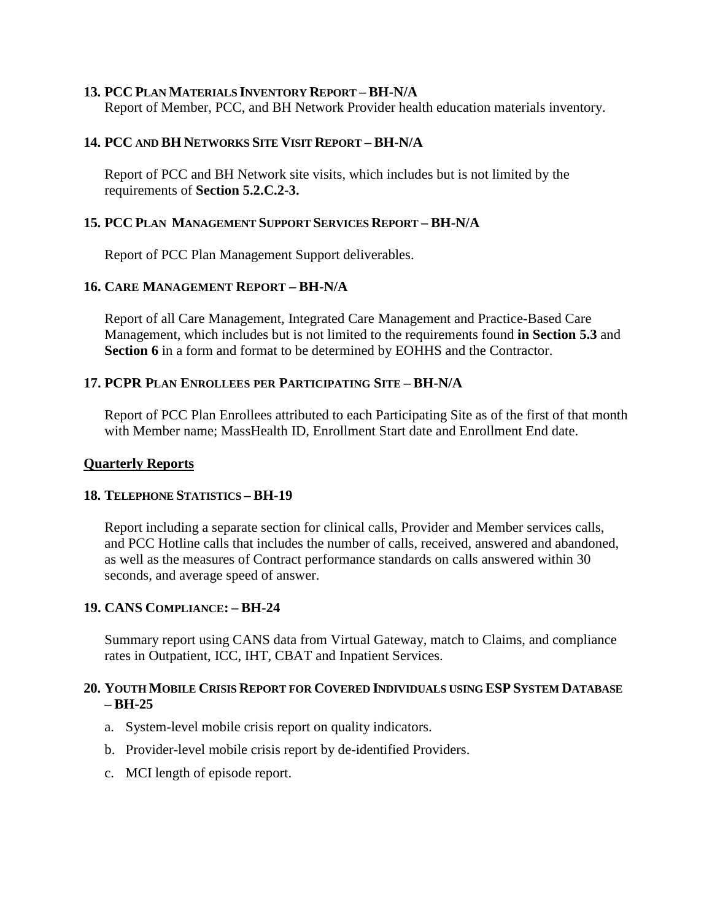**13. PCC PLAN MATERIALS INVENTORY REPORT – BH-N/A**

Report of Member, PCC, and BH Network Provider health education materials inventory.

**14. PCC AND BH NETWORKS SITE VISIT REPORT – BH-N/A**

Report of PCC and BH Network site visits, which includes but is not limited by the requirements of **Section 5.2.C.2-3.**

**15. PCC PLAN MANAGEMENT SUPPORT SERVICES REPORT – BH-N/A**

Report of PCC Plan Management Support deliverables.

**16. CARE MANAGEMENT REPORT – BH-N/A**

Report of all Care Management, Integrated Care Management and Practice-Based Care Management, which includes but is not limited to the requirements found **in Section 5.3** and **Section 6** in a form and format to be determined by EOHHS and the Contractor.

**17. PCPR PLAN ENROLLEES PER PARTICIPATING SITE – BH-N/A**

Report of PCC Plan Enrollees attributed to each Participating Site as of the first of that month with Member name; MassHealth ID, Enrollment Start date and Enrollment End date.

## Quarterly Reports

**18. TELEPHONE STATISTICS – BH-19**

Report including a separate section for clinical calls, Provider and Member services calls, and PCC Hotline calls that includes the number of calls, received, answered and abandoned, as well as the measures of Contract performance standards on calls answered within 30 seconds, and average speed of answer.

**19. CANS COMPLIANCE: – BH-24**

Summary report using CANS data from Virtual Gateway, match to Claims, and compliance rates in Outpatient, ICC, IHT, CBAT and Inpatient Services.

**20. YOUTH MOBILE CRISIS REPORT FOR COVERED INDIVIDUALS USING ESP SYSTEM DATABASE – BH-25**

a. System-level mobile crisis report on quality indicators.

b. Provider-level mobile crisis report by de-identified Providers.

c. MCI length of episode report.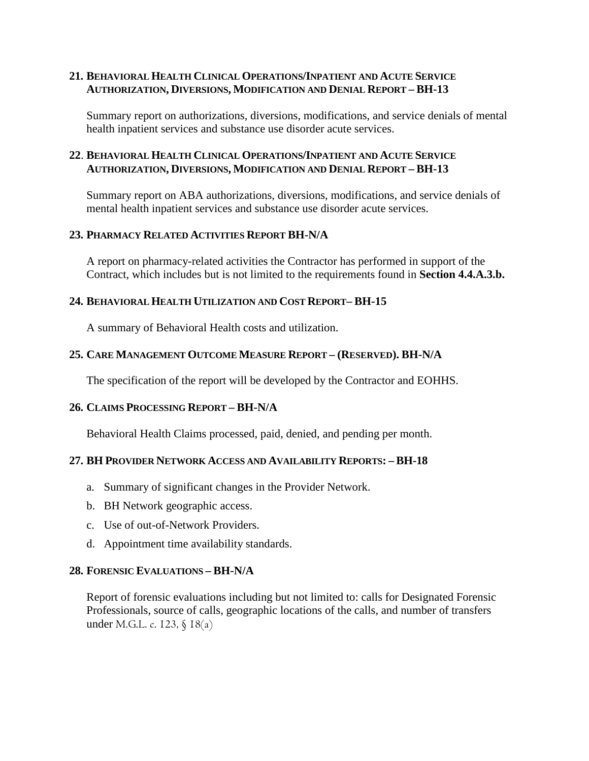**21. BEHAVIORAL HEALTH CLINICAL OPERATIONS/INPATIENT AND ACUTE SERVICE AUTHORIZATION, DIVERSIONS, MODIFICATION AND DENIAL REPORT – BH-13**

Summary report on authorizations, diversions, modifications, and service denials of mental health inpatient services and substance use disorder acute services.

**22. BEHAVIORAL HEALTH CLINICAL OPERATIONS/INPATIENT AND ACUTE SERVICE AUTHORIZATION, DIVERSIONS, MODIFICATION AND DENIAL REPORT – BH-13**

Summary report on ABA authorizations, diversions, modifications, and service denials of mental health inpatient services and substance use disorder acute services.

**23. PHARMACY RELATED ACTIVITIES REPORT BH-N/A**

A report on pharmacy-related activities the Contractor has performed in support of the Contract, which includes but is not limited to the requirements found in **Section 4.4.A.3.b.**

**24. BEHAVIORAL HEALTH UTILIZATION AND COST REPORT– BH-15**

A summary of Behavioral Health costs and utilization.

**25. CARE MANAGEMENT OUTCOME MEASURE REPORT – (RESERVED). BH-N/A**

The specification of the report will be developed by the Contractor and EOHHS.

**26. CLAIMS PROCESSING REPORT – BH-N/A**

Behavioral Health Claims processed, paid, denied, and pending per month.

**27. BH PROVIDER NETWORK ACCESS AND AVAILABILITY REPORTS: – BH-18**

a. Summary of significant changes in the Provider Network.

b. BH Network geographic access.

c. Use of out-of-Network Providers.

d. Appointment time availability standards.

**28. FORENSIC EVALUATIONS – BH-N/A**

Report of forensic evaluations including but not limited to: calls for Designated Forensic Professionals, source of calls, geographic locations of the calls, and number of transfers under M.G.L. c. 123, § 18(a)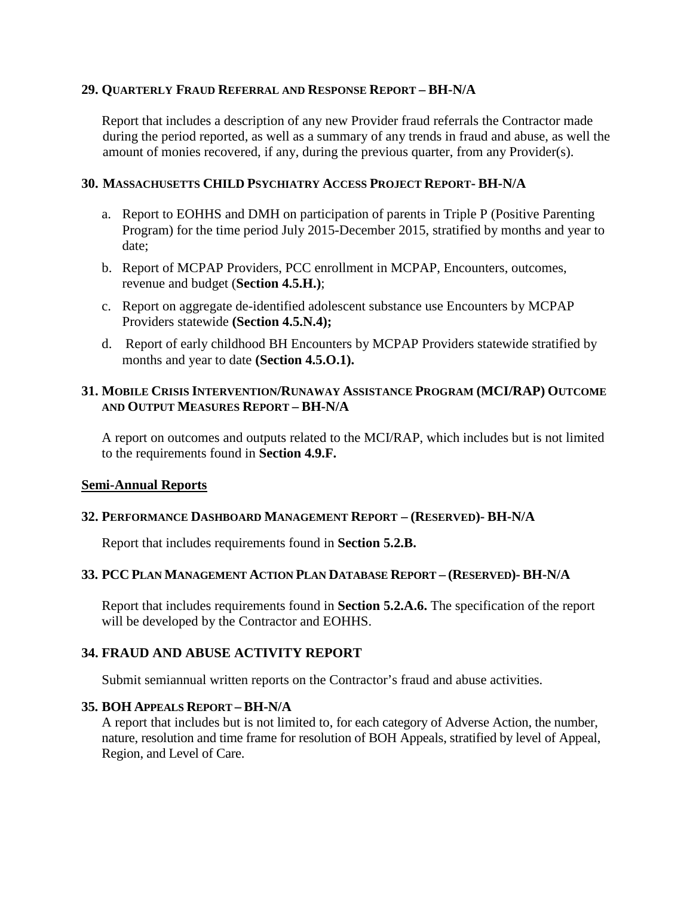### 29. QUARTERLY FRAUD REFERRAL AND RESPONSE REPORT – BH-N/A

Report that includes a description of any new Provider fraud referrals the Contractor made during the period reported, as well as a summary of any trends in fraud and abuse, as well the amount of monies recovered, if any, during the previous quarter, from any Provider(s).

### 30. MASSACHUSETTS CHILD PSYCHIATRY ACCESS PROJECT REPORT- BH-N/A

a. Report to EOHHS and DMH on participation of parents in Triple P (Positive Parenting Program) for the time period July 2015-December 2015, stratified by months and year to date;

b. Report of MCPAP Providers, PCC enrollment in MCPAP, Encounters, outcomes, revenue and budget (**Section 4.5.H.)**;

c. Report on aggregate de-identified adolescent substance use Encounters by MCPAP Providers statewide **(Section 4.5.N.4);**

d. Report of early childhood BH Encounters by MCPAP Providers statewide stratified by months and year to date **(Section 4.5.O.1).**

### 31. MOBILE CRISIS INTERVENTION/RUNAWAY ASSISTANCE PROGRAM (MCI/RAP) OUTCOME AND OUTPUT MEASURES REPORT – BH-N/A

A report on outcomes and outputs related to the MCI/RAP, which includes but is not limited to the requirements found in **Section 4.9.F.**

## Semi-Annual Reports

### 32. PERFORMANCE DASHBOARD MANAGEMENT REPORT – (RESERVED)- BH-N/A

Report that includes requirements found in **Section 5.2.B.**

### 33. PCC PLAN MANAGEMENT ACTION PLAN DATABASE REPORT – (RESERVED)- BH-N/A

Report that includes requirements found in **Section 5.2.A.6.** The specification of the report will be developed by the Contractor and EOHHS.

### 34. FRAUD AND ABUSE ACTIVITY REPORT

Submit semiannual written reports on the Contractor's fraud and abuse activities.

### 35. BOH APPEALS REPORT – BH-N/A

A report that includes but is not limited to, for each category of Adverse Action, the number, nature, resolution and time frame for resolution of BOH Appeals, stratified by level of Appeal, Region, and Level of Care.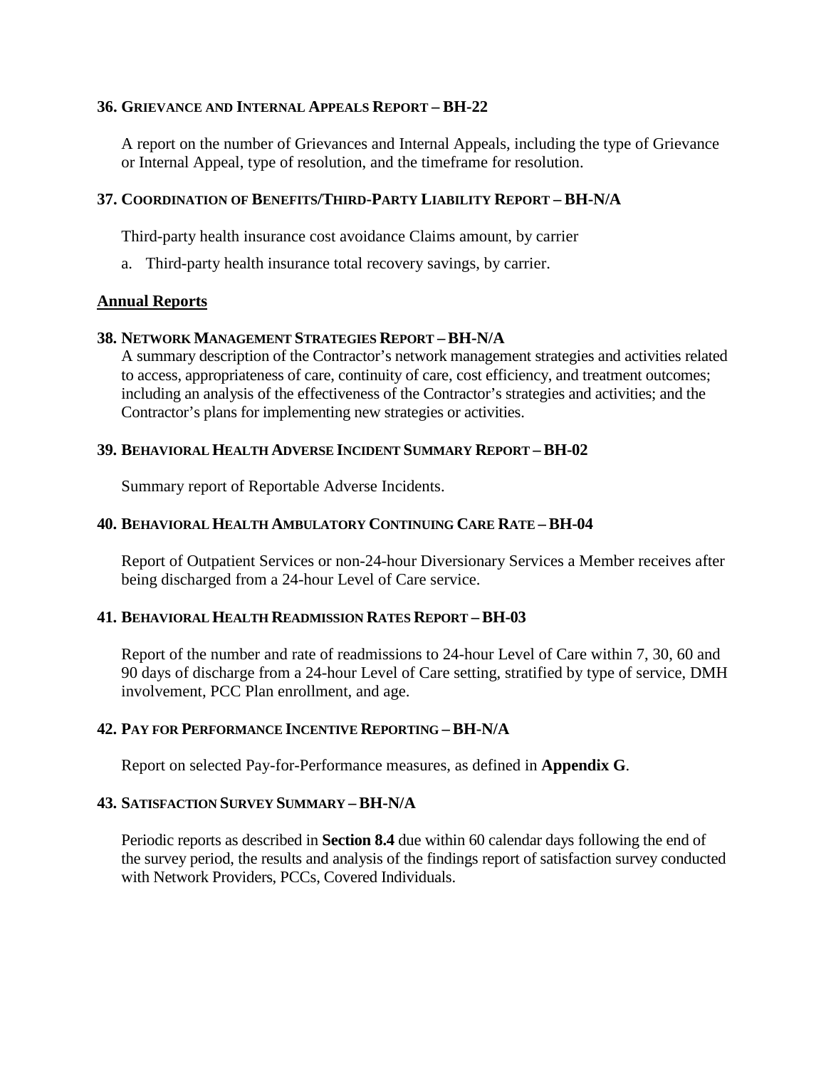### 36. Grievance and Internal Appeals Report – BH-22

A report on the number of Grievances and Internal Appeals, including the type of Grievance or Internal Appeal, type of resolution, and the timeframe for resolution.

### 37. Coordination of Benefits/Third-Party Liability Report – BH-N/A

Third-party health insurance cost avoidance Claims amount, by carrier

a. Third-party health insurance total recovery savings, by carrier.

## Annual Reports

### 38. Network Management Strategies Report – BH-N/A

A summary description of the Contractor's network management strategies and activities related to access, appropriateness of care, continuity of care, cost efficiency, and treatment outcomes; including an analysis of the effectiveness of the Contractor's strategies and activities; and the Contractor's plans for implementing new strategies or activities.

### 39. Behavioral Health Adverse Incident Summary Report – BH-02

Summary report of Reportable Adverse Incidents.

### 40. Behavioral Health Ambulatory Continuing Care Rate – BH-04

Report of Outpatient Services or non-24-hour Diversionary Services a Member receives after being discharged from a 24-hour Level of Care service.

### 41. Behavioral Health Readmission Rates Report – BH-03

Report of the number and rate of readmissions to 24-hour Level of Care within 7, 30, 60 and 90 days of discharge from a 24-hour Level of Care setting, stratified by type of service, DMH involvement, PCC Plan enrollment, and age.

### 42. Pay for Performance Incentive Reporting – BH-N/A

Report on selected Pay-for-Performance measures, as defined in **Appendix G**.

### 43. Satisfaction Survey Summary – BH-N/A

Periodic reports as described in **Section 8.4** due within 60 calendar days following the end of the survey period, the results and analysis of the findings report of satisfaction survey conducted with Network Providers, PCCs, Covered Individuals.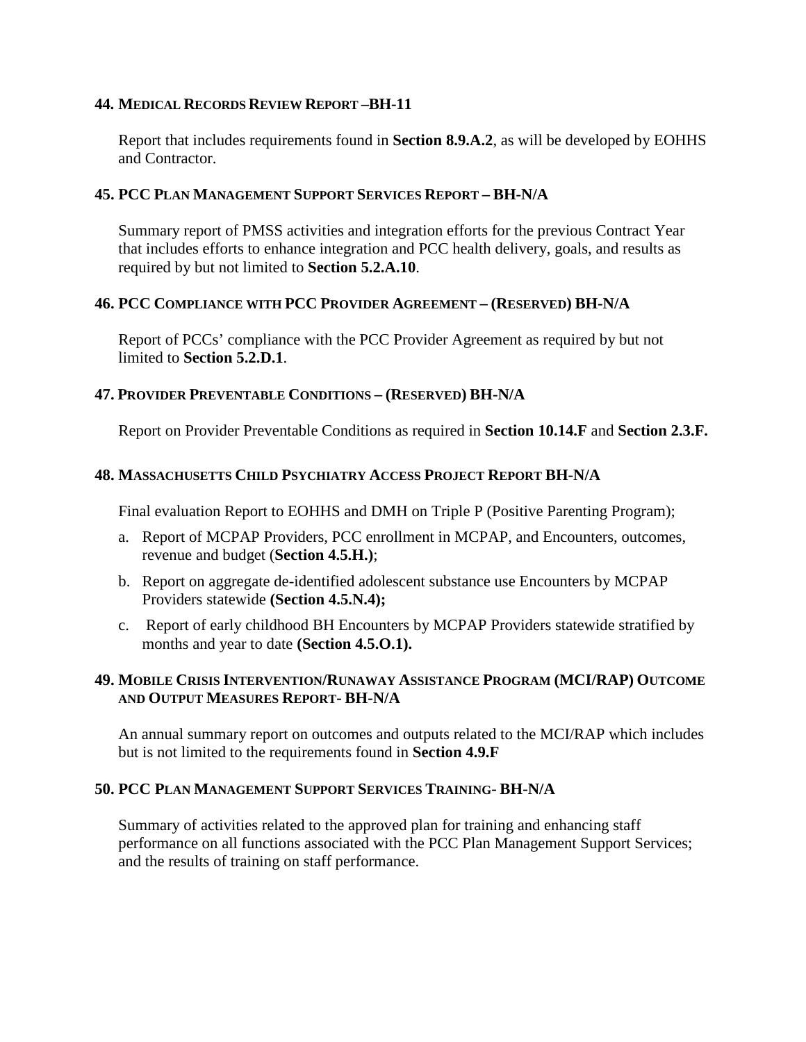### 44. Medical Records Review Report –BH-11

Report that includes requirements found in **Section 8.9.A.2**, as will be developed by EOHHS and Contractor.

### 45. PCC Plan Management Support Services Report – BH-N/A

Summary report of PMSS activities and integration efforts for the previous Contract Year that includes efforts to enhance integration and PCC health delivery, goals, and results as required by but not limited to **Section 5.2.A.10**.

### 46. PCC Compliance with PCC Provider Agreement – (Reserved) BH-N/A

Report of PCCs' compliance with the PCC Provider Agreement as required by but not limited to **Section 5.2.D.1**.

### 47. Provider Preventable Conditions – (Reserved) BH-N/A

Report on Provider Preventable Conditions as required in **Section 10.14.F** and **Section 2.3.F.**

### 48. Massachusetts Child Psychiatry Access Project Report BH-N/A

Final evaluation Report to EOHHS and DMH on Triple P (Positive Parenting Program);

a. Report of MCPAP Providers, PCC enrollment in MCPAP, and Encounters, outcomes, revenue and budget (**Section 4.5.H.)**;
b. Report on aggregate de-identified adolescent substance use Encounters by MCPAP Providers statewide **(Section 4.5.N.4);**
c. Report of early childhood BH Encounters by MCPAP Providers statewide stratified by months and year to date **(Section 4.5.O.1).**

### 49. Mobile Crisis Intervention/Runaway Assistance Program (MCI/RAP) Outcome and Output Measures Report- BH-N/A

An annual summary report on outcomes and outputs related to the MCI/RAP which includes but is not limited to the requirements found in **Section 4.9.F**

### 50. PCC Plan Management Support Services Training- BH-N/A

Summary of activities related to the approved plan for training and enhancing staff performance on all functions associated with the PCC Plan Management Support Services; and the results of training on staff performance.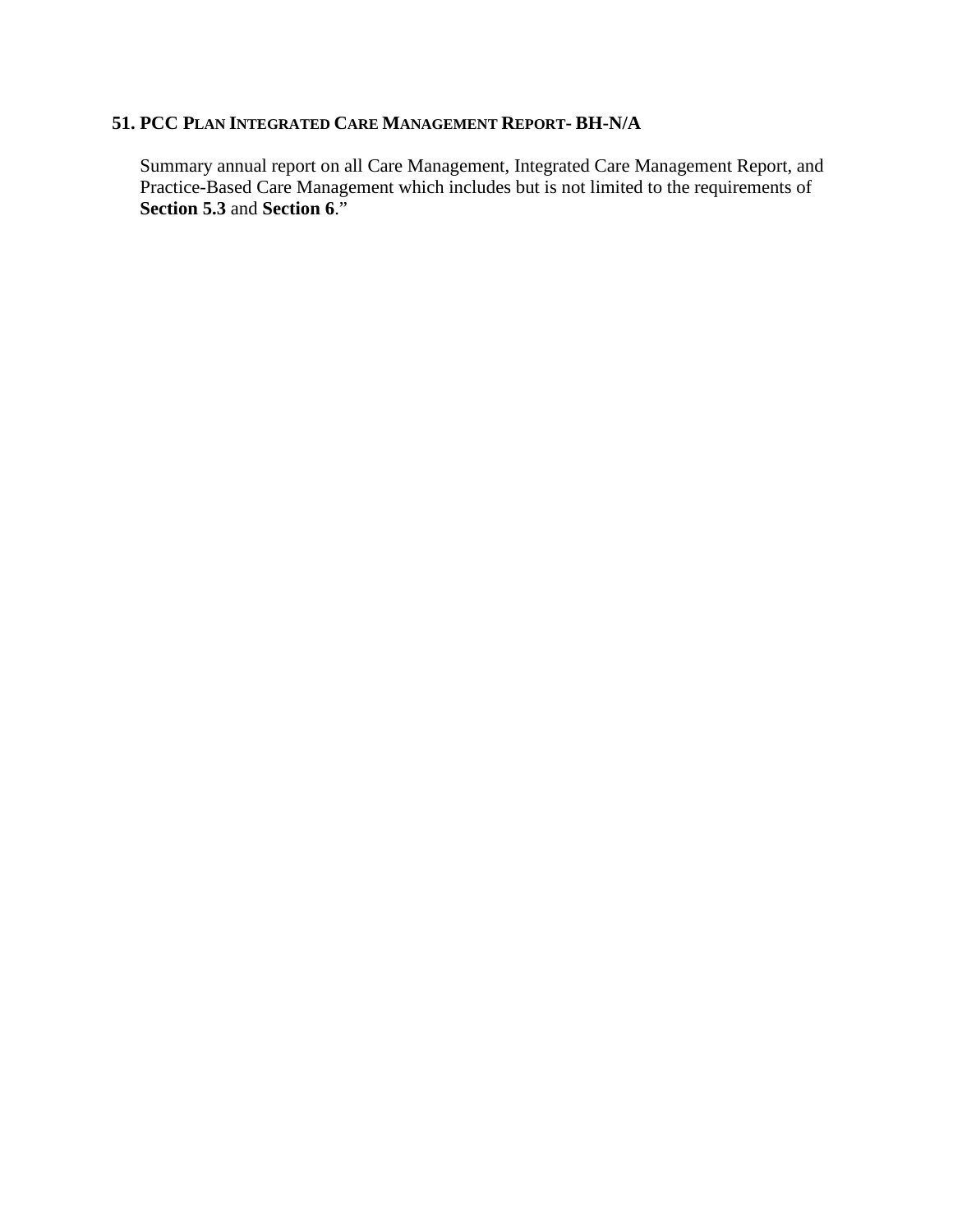**51. PCC PLAN INTEGRATED CARE MANAGEMENT REPORT- BH-N/A**

Summary annual report on all Care Management, Integrated Care Management Report, and Practice-Based Care Management which includes but is not limited to the requirements of **Section 5.3** and **Section 6**."